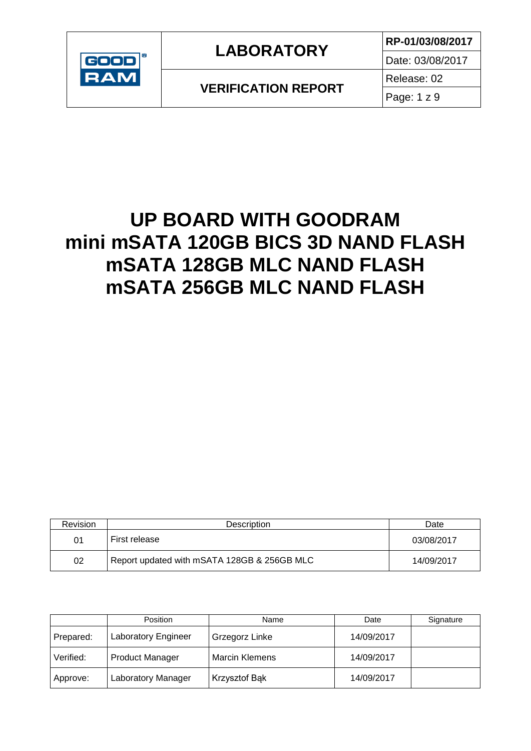| | LABORATORY | RP-01/03/08/2017 |
|---|---|---|
| GOOD RAM | | Date: 03/08/2017 |
| | VERIFICATION REPORT | Release: 02 |
| | | Page: 1 z 9 |

# UP BOARD WITH GOODRAM
# mini mSATA 120GB BICS 3D NAND FLASH
# mSATA 128GB MLC NAND FLASH
# mSATA 256GB MLC NAND FLASH

| Revision | Description | Date |
|---|---|---|
| 01 | First release | 03/08/2017 |
| 02 | Report updated with mSATA 128GB & 256GB MLC | 14/09/2017 |

| | Position | Name | Date | Signature |
|---|---|---|---|---|
| Prepared: | Laboratory Engineer | Grzegorz Linke | 14/09/2017 | |
| Verified: | Product Manager | Marcin Klemens | 14/09/2017 | |
| Approve: | Laboratory Manager | Krzysztof Bąk | 14/09/2017 | |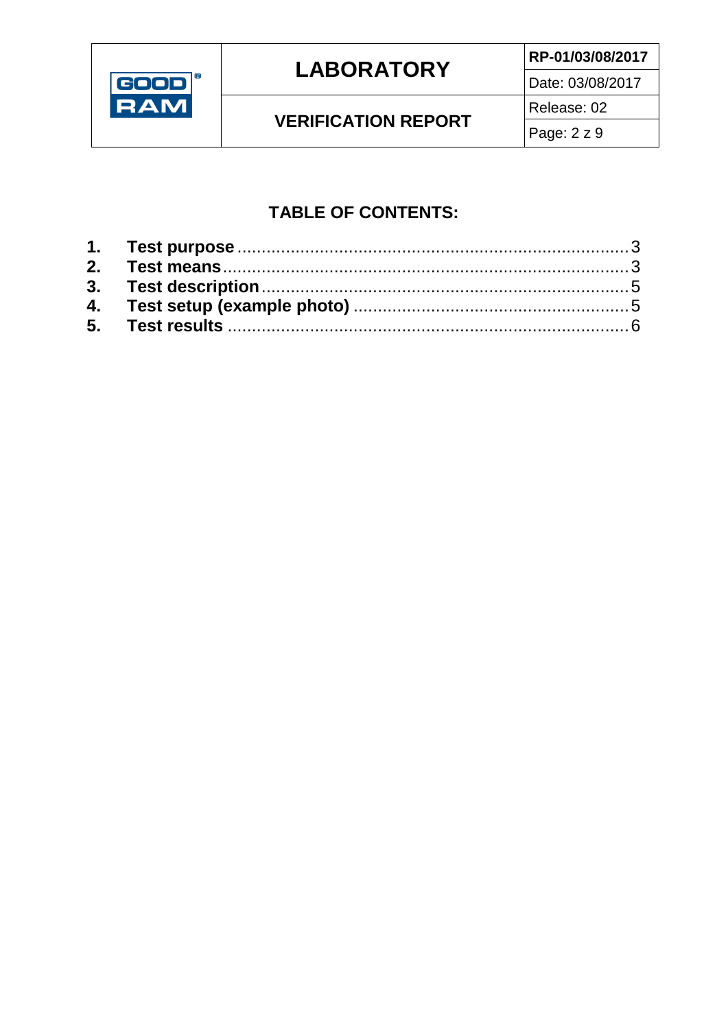## TABLE OF CONTENTS:

1. **Test purpose** ............................................................ 3
2. **Test means** ............................................................. 3
3. **Test description** ....................................................... 5
4. **Test setup (example photo)** ....................................... 5
5. **Test results** ............................................................ 6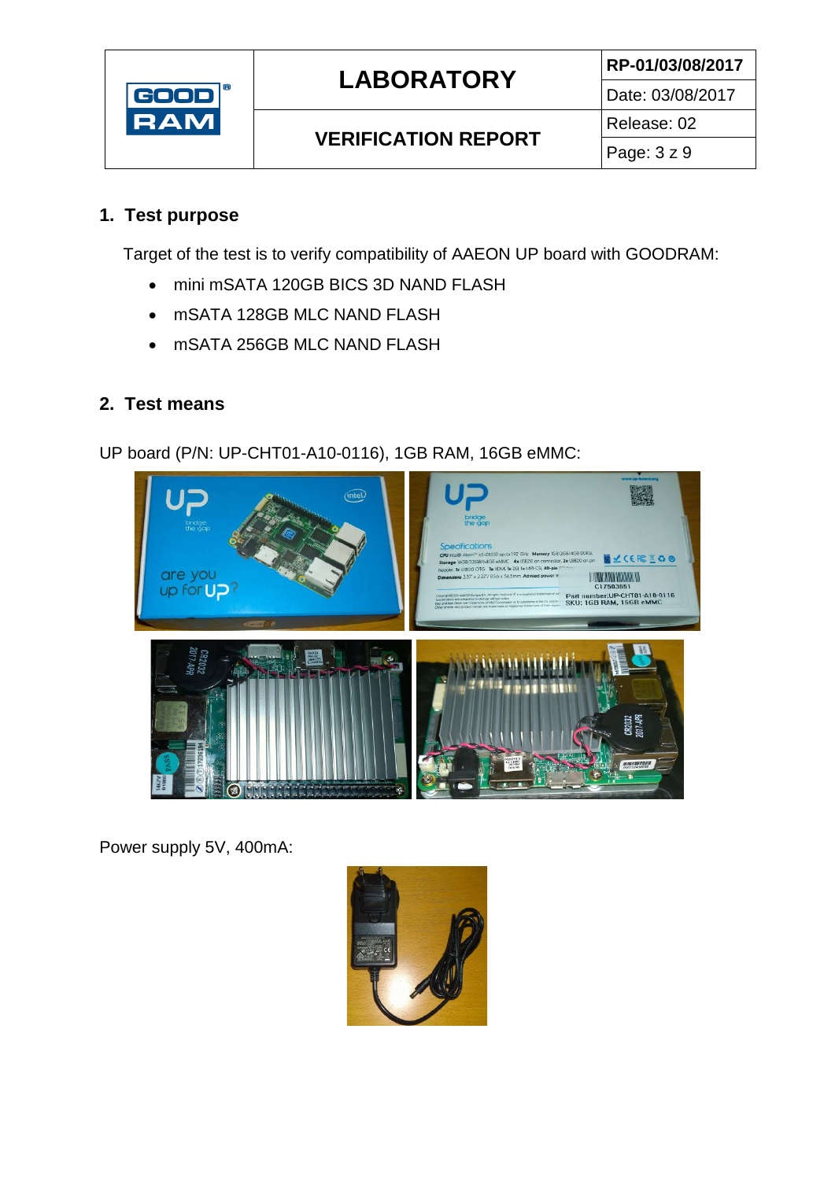## 1. Test purpose

Target of the test is to verify compatibility of AAEON UP board with GOODRAM:

- mini mSATA 120GB BICS 3D NAND FLASH
- mSATA 128GB MLC NAND FLASH
- mSATA 256GB MLC NAND FLASH

## 2. Test means

UP board (P/N: UP-CHT01-A10-0116), 1GB RAM, 16GB eMMC:

Power supply 5V, 400mA: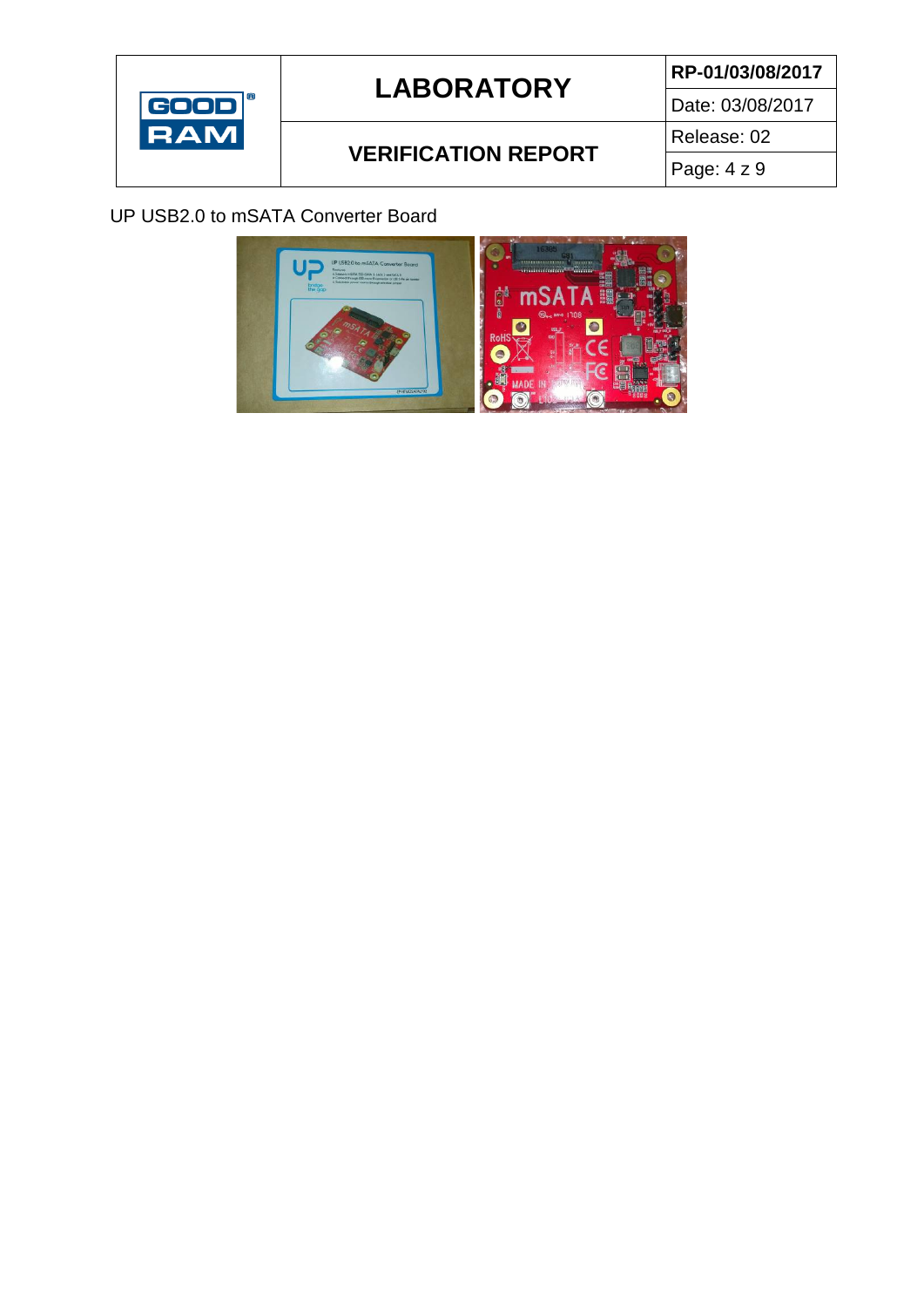UP USB2.0 to mSATA Converter Board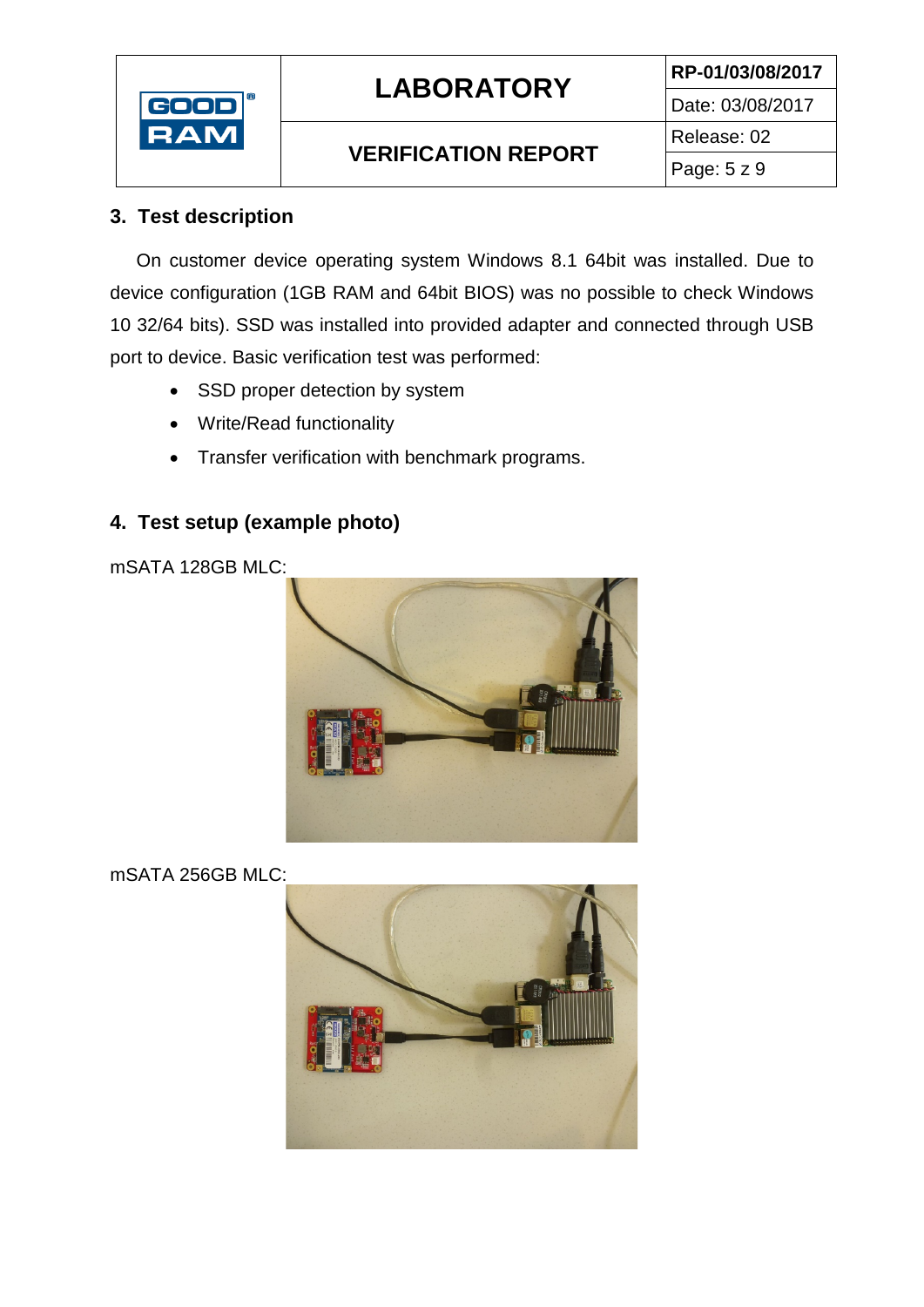## 3. Test description

On customer device operating system Windows 8.1 64bit was installed. Due to device configuration (1GB RAM and 64bit BIOS) was no possible to check Windows 10 32/64 bits). SSD was installed into provided adapter and connected through USB port to device. Basic verification test was performed:

- SSD proper detection by system
- Write/Read functionality
- Transfer verification with benchmark programs.

## 4. Test setup (example photo)

mSATA 128GB MLC:

mSATA 256GB MLC: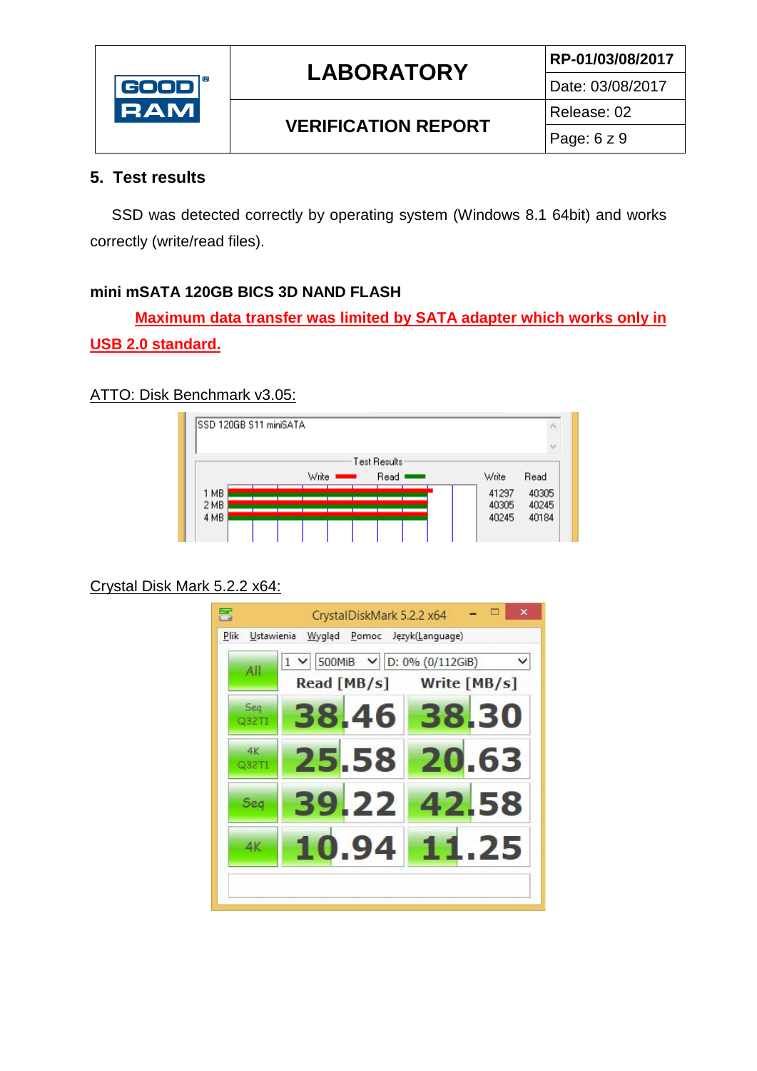## 5. Test results

SSD was detected correctly by operating system (Windows 8.1 64bit) and works correctly (write/read files).

**mini mSATA 120GB BICS 3D NAND FLASH**

**Maximum data transfer was limited by SATA adapter which works only in USB 2.0 standard.**

ATTO: Disk Benchmark v3.05:

SSD 120GB S11 miniSATA

Test Results

| | Write | Read |
|---|---|---|
| 1 MB | 41297 | 40305 |
| 2 MB | 40305 | 40245 |
| 4 MB | 40245 | 40184 |

Crystal Disk Mark 5.2.2 x64:

CrystalDiskMark 5.2.2 x64

1 | 500MiB | D: 0% (0/112GiB)

| All | Read [MB/s] | Write [MB/s] |
|---|---|---|
| Seq Q32T1 | 38.46 | 38.30 |
| 4K Q32T1 | 25.58 | 20.63 |
| Seq | 39.22 | 42.58 |
| 4K | 10.94 | 11.25 |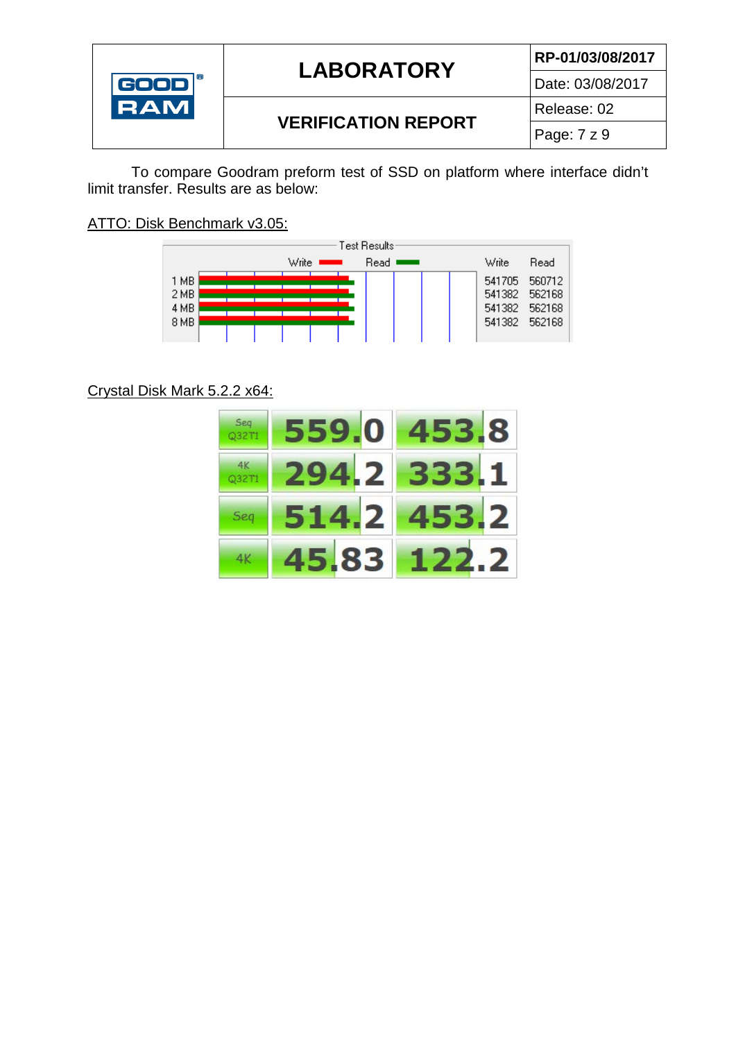To compare Goodram preform test of SSD on platform where interface didn't limit transfer. Results are as below:

ATTO: Disk Benchmark v3.05:

| | Write | Read |
|---|---|---|
| 1 MB | 541705 | 560712 |
| 2 MB | 541382 | 562168 |
| 4 MB | 541382 | 562168 |
| 8 MB | 541382 | 562168 |

Crystal Disk Mark 5.2.2 x64:

| | | |
|---|---|---|
| Seq Q32T1 | 559.0 | 453.8 |
| 4K Q32T1 | 294.2 | 333.1 |
| Seq | 514.2 | 453.2 |
| 4K | 45.83 | 122.2 |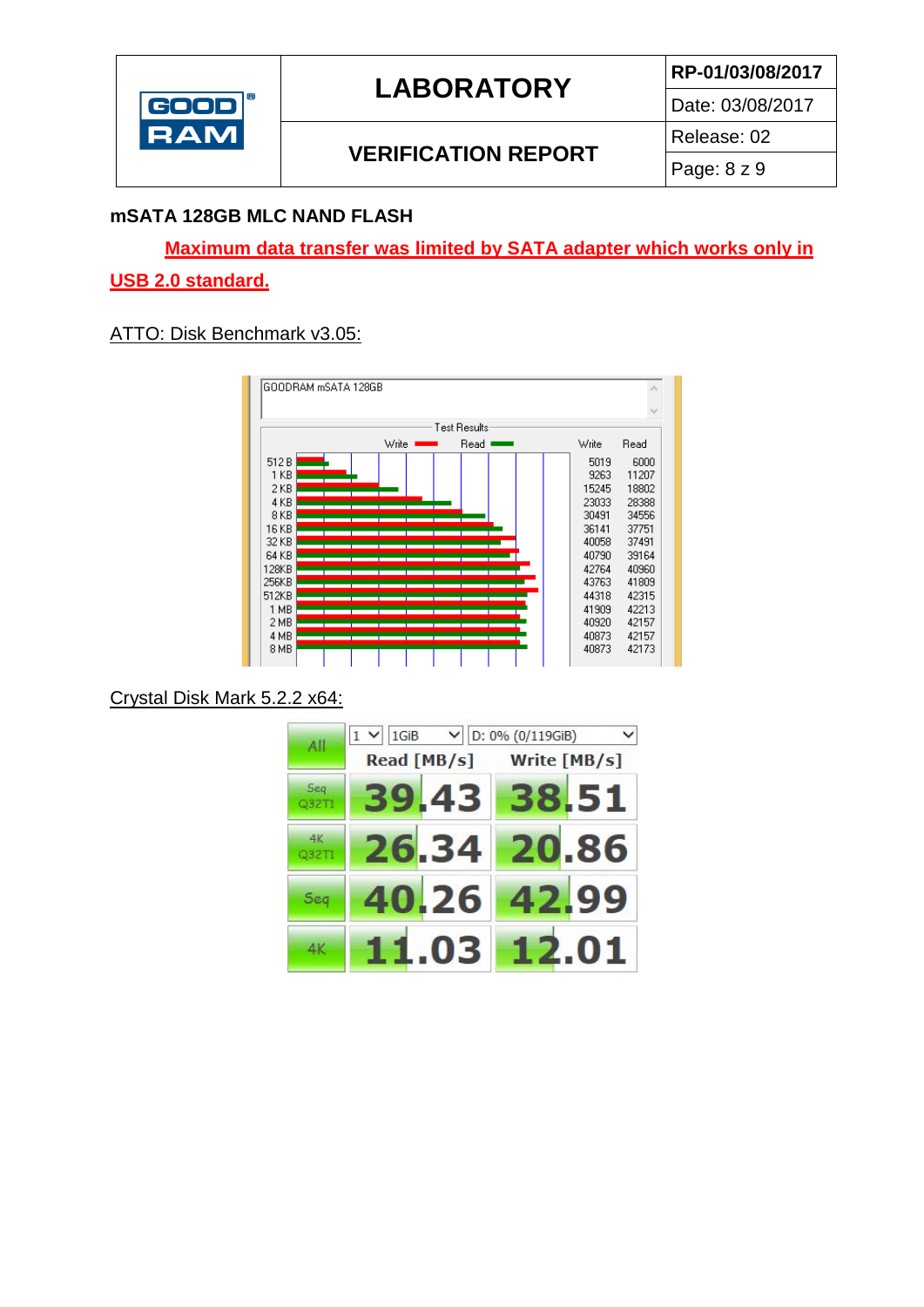## mSATA 128GB MLC NAND FLASH

**Maximum data transfer was limited by SATA adapter which works only in USB 2.0 standard.**

ATTO: Disk Benchmark v3.05:

GOODRAM mSATA 128GB

Test Results

| | Write | Read |
|---|---|---|
| 512 B | 5019 | 6000 |
| 1 KB | 9263 | 11207 |
| 2 KB | 15245 | 18802 |
| 4 KB | 23033 | 28388 |
| 8 KB | 30491 | 34556 |
| 16 KB | 36141 | 37751 |
| 32 KB | 40058 | 37491 |
| 64 KB | 40790 | 39164 |
| 128KB | 42764 | 40960 |
| 256KB | 43763 | 41809 |
| 512KB | 44318 | 42315 |
| 1 MB | 41909 | 42213 |
| 2 MB | 40920 | 42157 |
| 4 MB | 40873 | 42157 |
| 8 MB | 40873 | 42173 |

Crystal Disk Mark 5.2.2 x64:

1 | 1GiB | D: 0% (0/119GiB)

| All | Read [MB/s] | Write [MB/s] |
|---|---|---|
| Seq Q32T1 | 39.43 | 38.51 |
| 4K Q32T1 | 26.34 | 20.86 |
| Seq | 40.26 | 42.99 |
| 4K | 11.03 | 12.01 |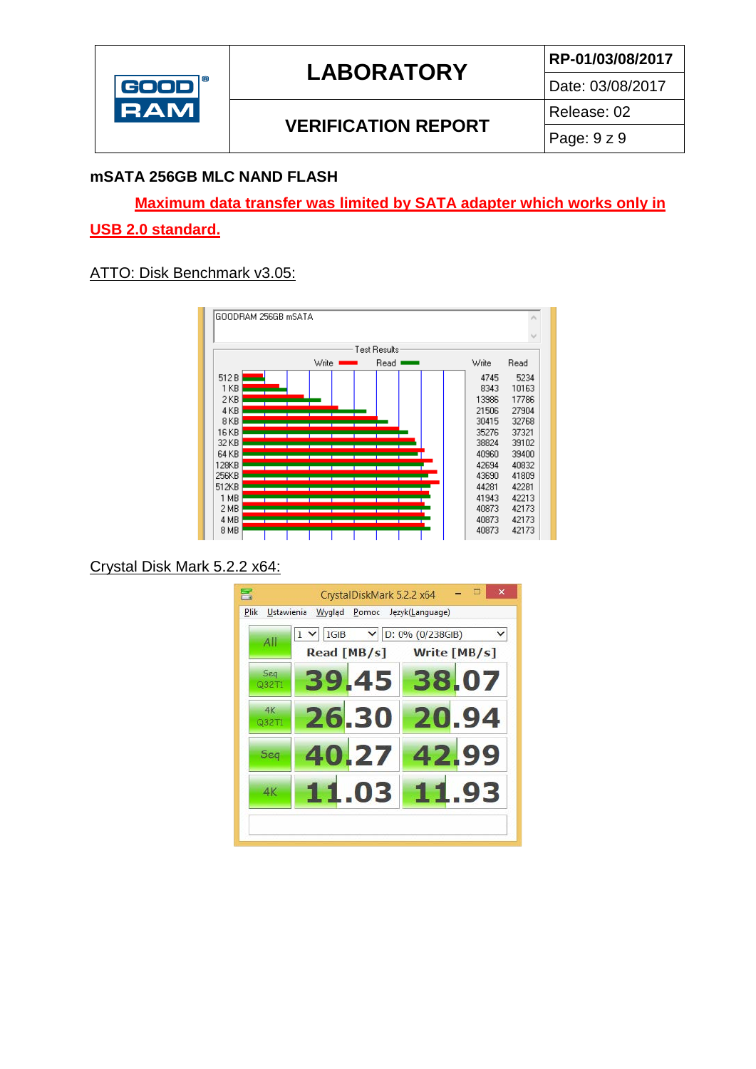**mSATA 256GB MLC NAND FLASH**

**Maximum data transfer was limited by SATA adapter which works only in USB 2.0 standard.**

ATTO: Disk Benchmark v3.05:

GOODRAM 256GB mSATA

Test Results

Write Read

| Size | Write | Read |
|---|---|---|
| 512 B | 4745 | 5234 |
| 1 KB | 8343 | 10163 |
| 2 KB | 13986 | 17786 |
| 4 KB | 21506 | 27904 |
| 8 KB | 30415 | 32768 |
| 16 KB | 35276 | 37321 |
| 32 KB | 38824 | 39102 |
| 64 KB | 40960 | 39400 |
| 128KB | 42694 | 40832 |
| 256KB | 43690 | 41809 |
| 512KB | 44281 | 42281 |
| 1 MB | 41943 | 42213 |
| 2 MB | 40873 | 42173 |
| 4 MB | 40873 | 42173 |
| 8 MB | 40873 | 42173 |

Crystal Disk Mark 5.2.2 x64:

CrystalDiskMark 5.2.2 x64

Plik Ustawienia Wygląd Pomoc Język(Language)

All 1 1GiB D: 0% (0/238GiB)

| | Read [MB/s] | Write [MB/s] |
|---|---|---|
| Seq Q32T1 | 39.45 | 38.07 |
| 4K Q32T1 | 26.30 | 20.94 |
| Seq | 40.27 | 42.99 |
| 4K | 11.03 | 11.93 |